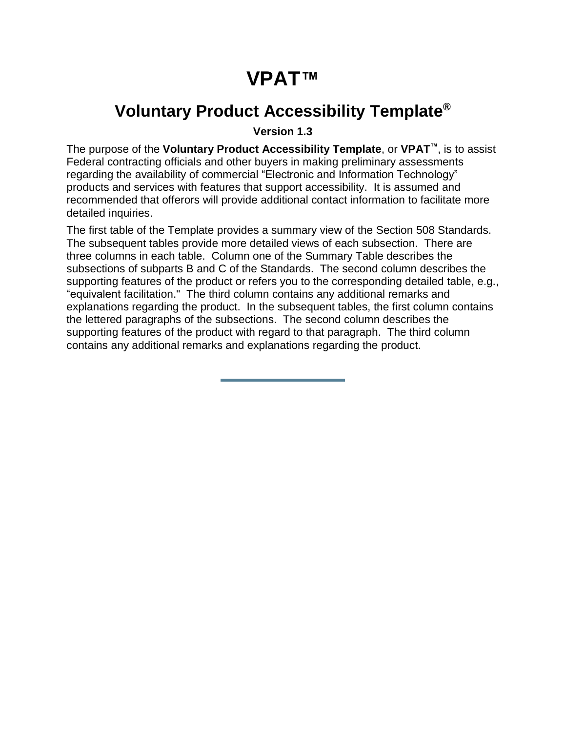# VPAT™

## Voluntary Product Accessibility Template®

**Version 1.3**

The purpose of the **Voluntary Product Accessibility Template**, or **VPAT™**, is to assist Federal contracting officials and other buyers in making preliminary assessments regarding the availability of commercial "Electronic and Information Technology" products and services with features that support accessibility. It is assumed and recommended that offerors will provide additional contact information to facilitate more detailed inquiries.

The first table of the Template provides a summary view of the Section 508 Standards. The subsequent tables provide more detailed views of each subsection. There are three columns in each table. Column one of the Summary Table describes the subsections of subparts B and C of the Standards. The second column describes the supporting features of the product or refers you to the corresponding detailed table, e.g., "equivalent facilitation." The third column contains any additional remarks and explanations regarding the product. In the subsequent tables, the first column contains the lettered paragraphs of the subsections. The second column describes the supporting features of the product with regard to that paragraph. The third column contains any additional remarks and explanations regarding the product.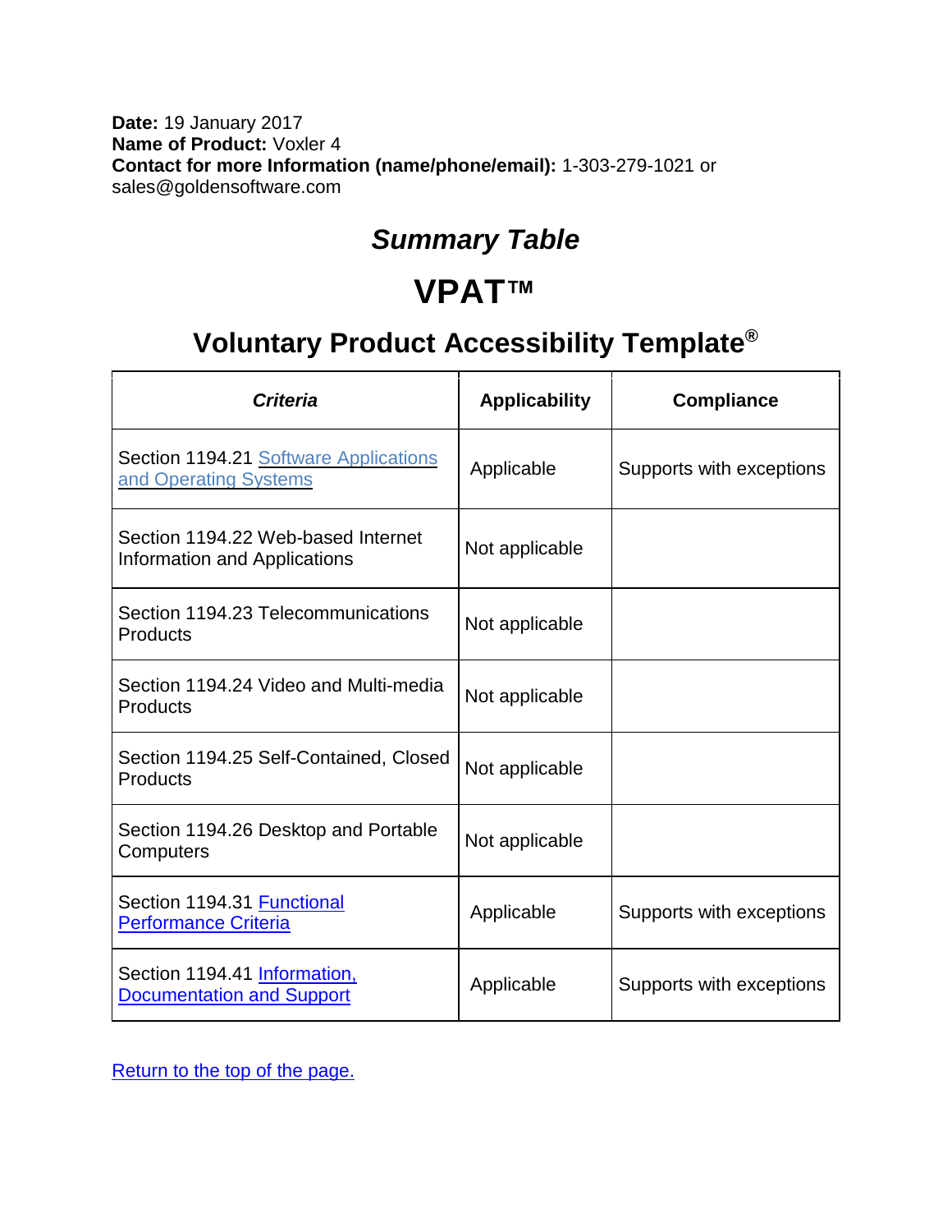**Date:** 19 January 2017
**Name of Product:** Voxler 4
**Contact for more Information (name/phone/email):** 1-303-279-1021 or sales@goldensoftware.com

## *Summary Table*

# VPAT™

## Voluntary Product Accessibility Template®

| *Criteria* | Applicability | Compliance |
| --- | --- | --- |
| Section 1194.21 Software Applications and Operating Systems | Applicable | Supports with exceptions |
| Section 1194.22 Web-based Internet Information and Applications | Not applicable | |
| Section 1194.23 Telecommunications Products | Not applicable | |
| Section 1194.24 Video and Multi-media Products | Not applicable | |
| Section 1194.25 Self-Contained, Closed Products | Not applicable | |
| Section 1194.26 Desktop and Portable Computers | Not applicable | |
| Section 1194.31 Functional Performance Criteria | Applicable | Supports with exceptions |
| Section 1194.41 Information, Documentation and Support | Applicable | Supports with exceptions |

Return to the top of the page.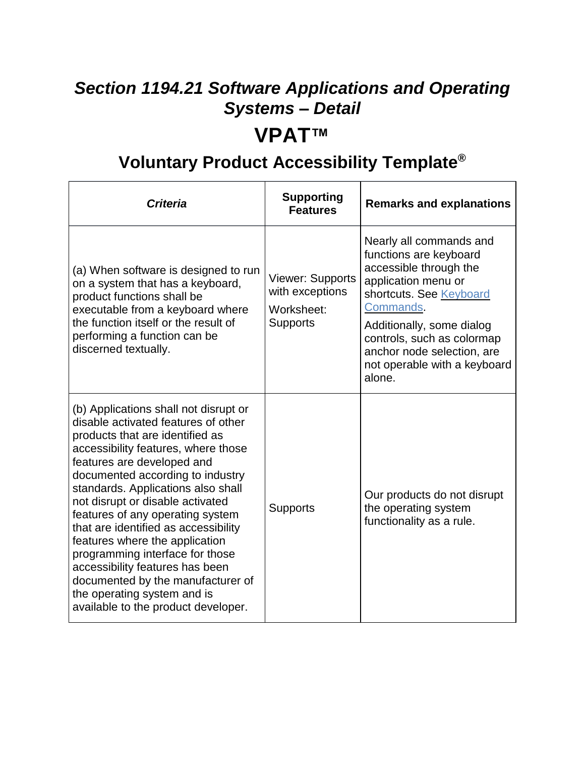## *Section 1194.21 Software Applications and Operating Systems – Detail*

# VPAT™

## Voluntary Product Accessibility Template®

| *Criteria* | Supporting Features | Remarks and explanations |
|---|---|---|
| (a) When software is designed to run on a system that has a keyboard, product functions shall be executable from a keyboard where the function itself or the result of performing a function can be discerned textually. | Viewer: Supports with exceptions<br><br>Worksheet: Supports | Nearly all commands and functions are keyboard accessible through the application menu or shortcuts. See [Keyboard Commands](#).<br><br>Additionally, some dialog controls, such as colormap anchor node selection, are not operable with a keyboard alone. |
| (b) Applications shall not disrupt or disable activated features of other products that are identified as accessibility features, where those features are developed and documented according to industry standards. Applications also shall not disrupt or disable activated features of any operating system that are identified as accessibility features where the application programming interface for those accessibility features has been documented by the manufacturer of the operating system and is available to the product developer. | Supports | Our products do not disrupt the operating system functionality as a rule. |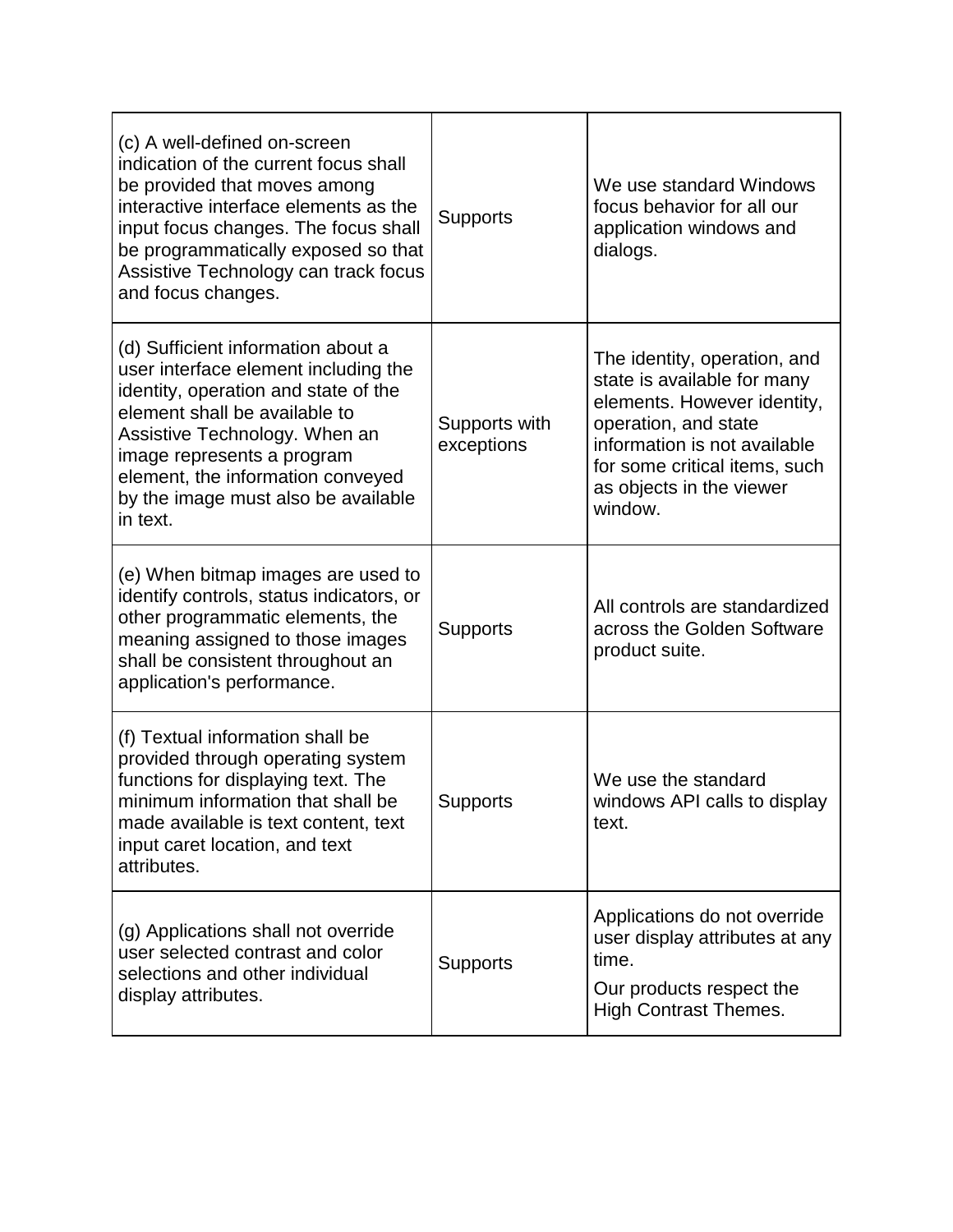| | | |
|---|---|---|
| (c) A well-defined on-screen indication of the current focus shall be provided that moves among interactive interface elements as the input focus changes. The focus shall be programmatically exposed so that Assistive Technology can track focus and focus changes. | Supports | We use standard Windows focus behavior for all our application windows and dialogs. |
| (d) Sufficient information about a user interface element including the identity, operation and state of the element shall be available to Assistive Technology. When an image represents a program element, the information conveyed by the image must also be available in text. | Supports with exceptions | The identity, operation, and state is available for many elements. However identity, operation, and state information is not available for some critical items, such as objects in the viewer window. |
| (e) When bitmap images are used to identify controls, status indicators, or other programmatic elements, the meaning assigned to those images shall be consistent throughout an application's performance. | Supports | All controls are standardized across the Golden Software product suite. |
| (f) Textual information shall be provided through operating system functions for displaying text. The minimum information that shall be made available is text content, text input caret location, and text attributes. | Supports | We use the standard windows API calls to display text. |
| (g) Applications shall not override user selected contrast and color selections and other individual display attributes. | Supports | Applications do not override user display attributes at any time.<br>Our products respect the High Contrast Themes. |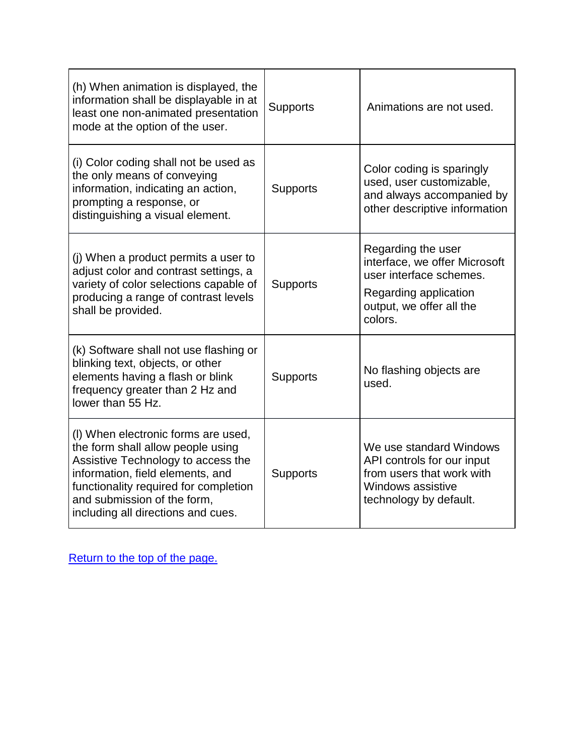| | | |
|---|---|---|
| (h) When animation is displayed, the information shall be displayable in at least one non-animated presentation mode at the option of the user. | Supports | Animations are not used. |
| (i) Color coding shall not be used as the only means of conveying information, indicating an action, prompting a response, or distinguishing a visual element. | Supports | Color coding is sparingly used, user customizable, and always accompanied by other descriptive information |
| (j) When a product permits a user to adjust color and contrast settings, a variety of color selections capable of producing a range of contrast levels shall be provided. | Supports | Regarding the user interface, we offer Microsoft user interface schemes. Regarding application output, we offer all the colors. |
| (k) Software shall not use flashing or blinking text, objects, or other elements having a flash or blink frequency greater than 2 Hz and lower than 55 Hz. | Supports | No flashing objects are used. |
| (l) When electronic forms are used, the form shall allow people using Assistive Technology to access the information, field elements, and functionality required for completion and submission of the form, including all directions and cues. | Supports | We use standard Windows API controls for our input from users that work with Windows assistive technology by default. |

[Return to the top of the page.]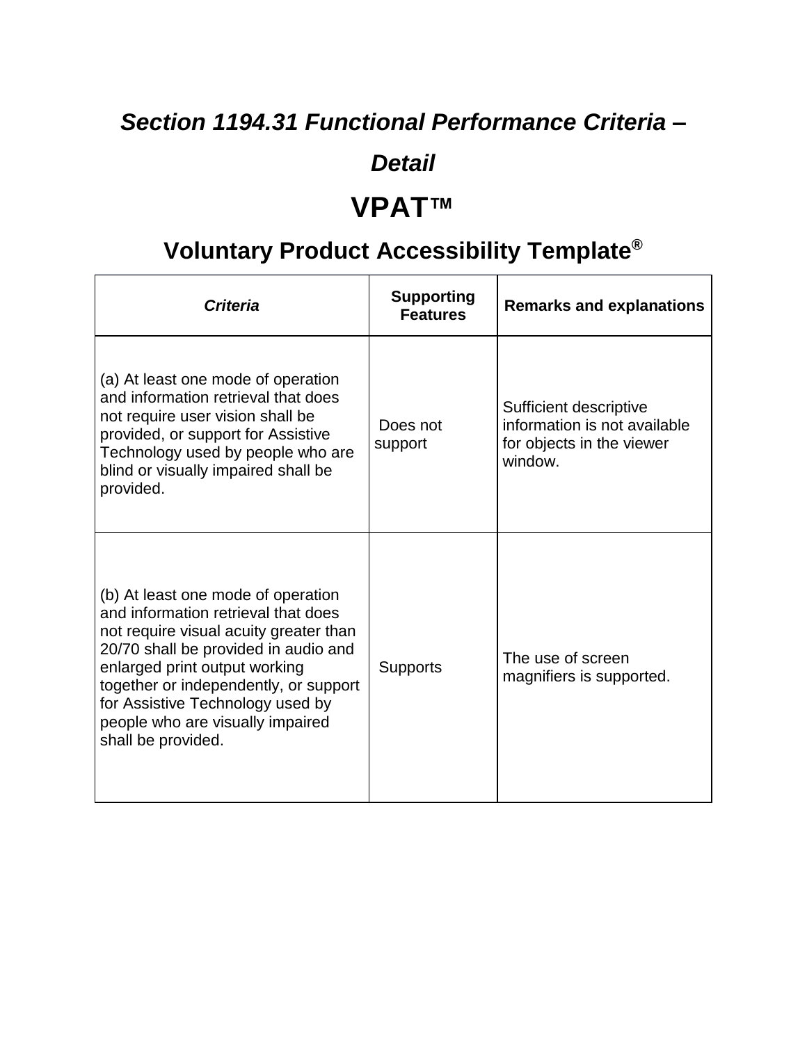## *Section 1194.31 Functional Performance Criteria – Detail*

# VPAT™

## Voluntary Product Accessibility Template®

| *Criteria* | Supporting Features | Remarks and explanations |
|---|---|---|
| (a) At least one mode of operation and information retrieval that does not require user vision shall be provided, or support for Assistive Technology used by people who are blind or visually impaired shall be provided. | Does not support | Sufficient descriptive information is not available for objects in the viewer window. |
| (b) At least one mode of operation and information retrieval that does not require visual acuity greater than 20/70 shall be provided in audio and enlarged print output working together or independently, or support for Assistive Technology used by people who are visually impaired shall be provided. | Supports | The use of screen magnifiers is supported. |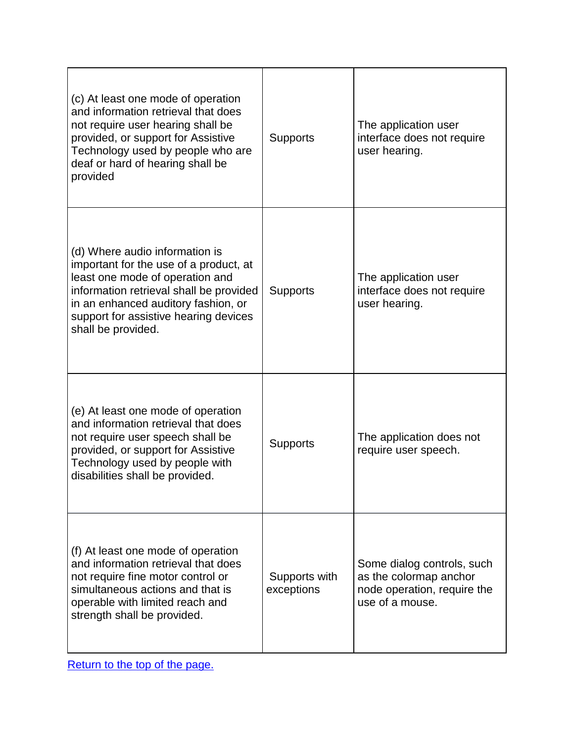| | | |
|---|---|---|
| (c) At least one mode of operation and information retrieval that does not require user hearing shall be provided, or support for Assistive Technology used by people who are deaf or hard of hearing shall be provided | Supports | The application user interface does not require user hearing. |
| (d) Where audio information is important for the use of a product, at least one mode of operation and information retrieval shall be provided in an enhanced auditory fashion, or support for assistive hearing devices shall be provided. | Supports | The application user interface does not require user hearing. |
| (e) At least one mode of operation and information retrieval that does not require user speech shall be provided, or support for Assistive Technology used by people with disabilities shall be provided. | Supports | The application does not require user speech. |
| (f) At least one mode of operation and information retrieval that does not require fine motor control or simultaneous actions and that is operable with limited reach and strength shall be provided. | Supports with exceptions | Some dialog controls, such as the colormap anchor node operation, require the use of a mouse. |

[Return to the top of the page.]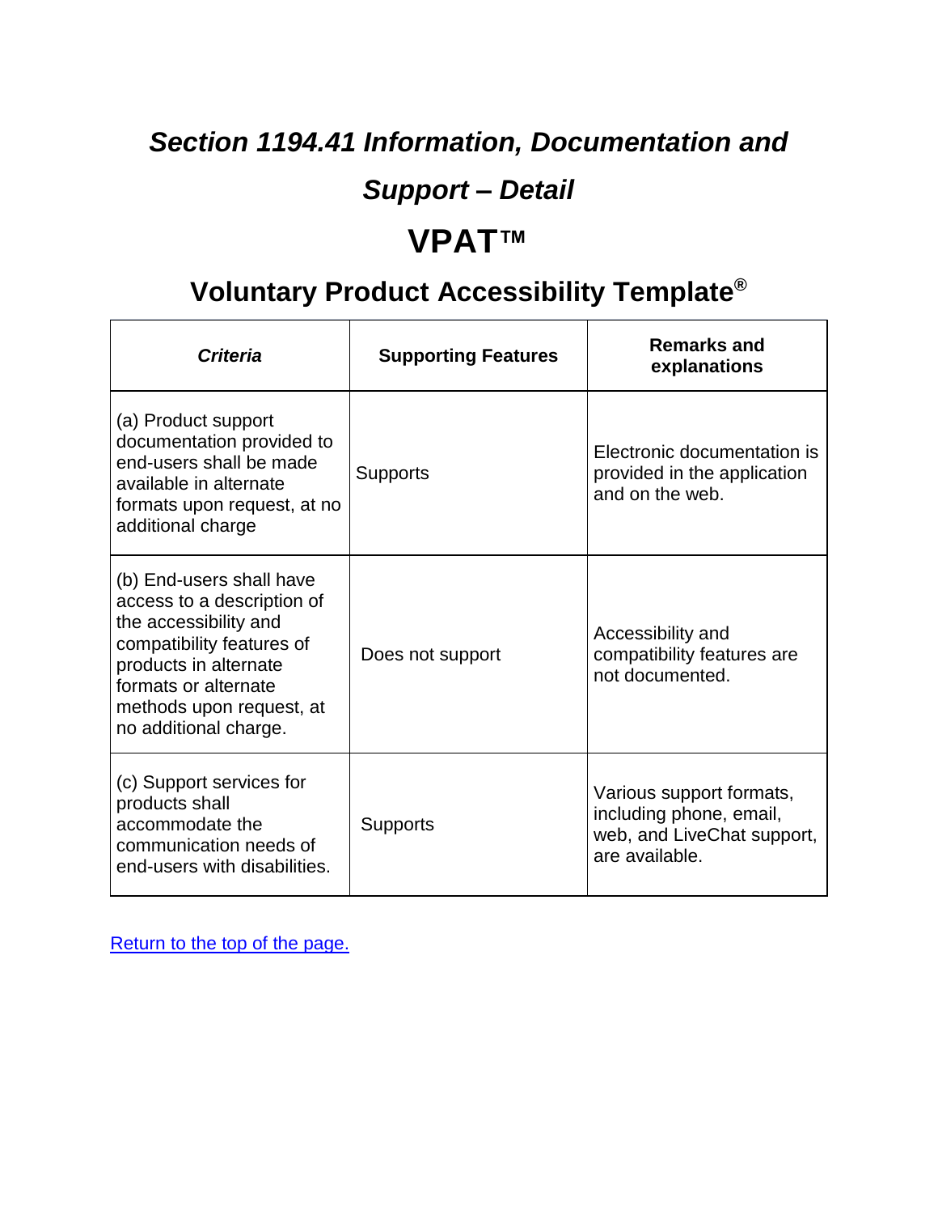## *Section 1194.41 Information, Documentation and Support – Detail*

# VPAT™

## Voluntary Product Accessibility Template®

| *Criteria* | Supporting Features | Remarks and explanations |
|---|---|---|
| (a) Product support documentation provided to end-users shall be made available in alternate formats upon request, at no additional charge | Supports | Electronic documentation is provided in the application and on the web. |
| (b) End-users shall have access to a description of the accessibility and compatibility features of products in alternate formats or alternate methods upon request, at no additional charge. | Does not support | Accessibility and compatibility features are not documented. |
| (c) Support services for products shall accommodate the communication needs of end-users with disabilities. | Supports | Various support formats, including phone, email, web, and LiveChat support, are available. |

Return to the top of the page.